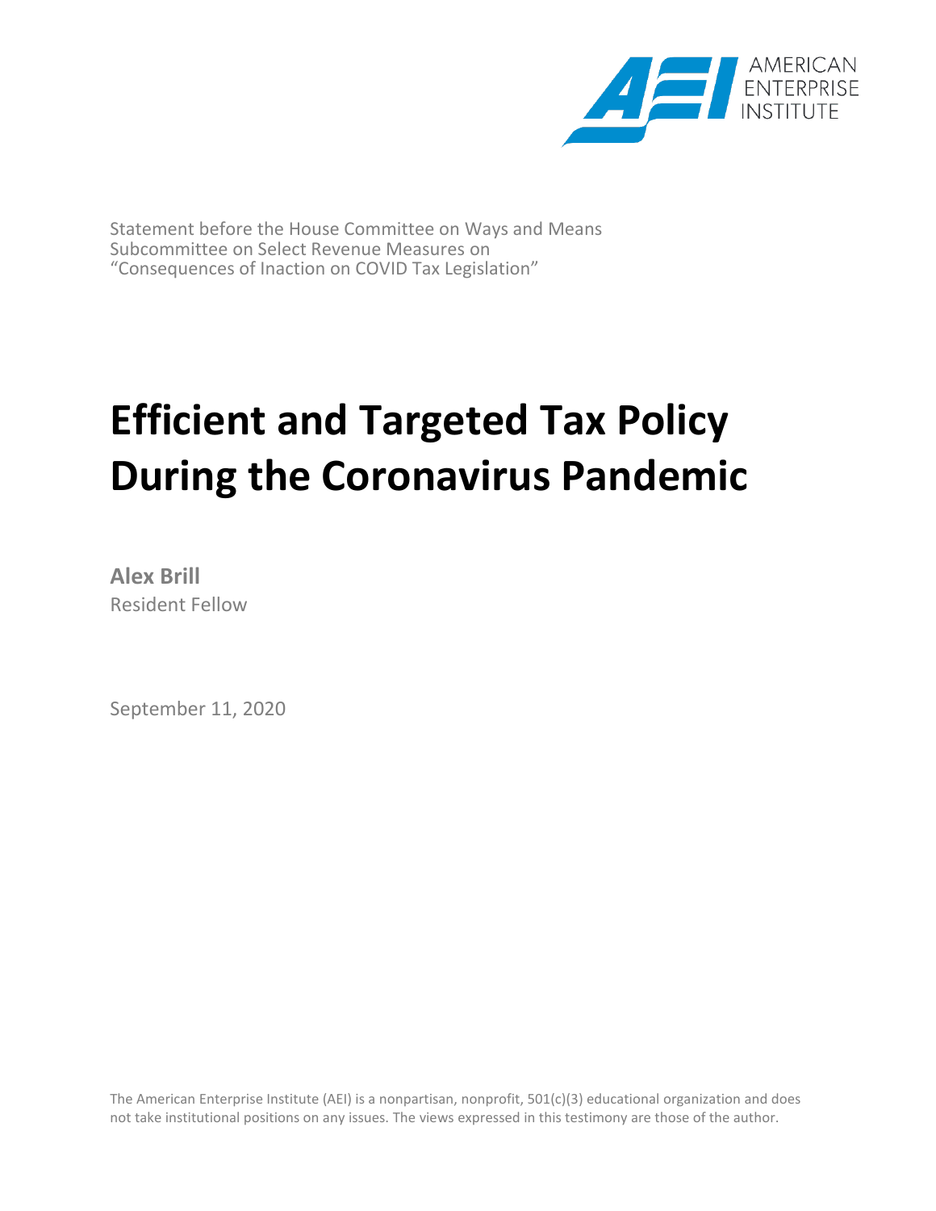AMERICAN ENTERPRISE INSTITUTE

Statement before the House Committee on Ways and Means
Subcommittee on Select Revenue Measures on
"Consequences of Inaction on COVID Tax Legislation"

# Efficient and Targeted Tax Policy During the Coronavirus Pandemic

**Alex Brill**
Resident Fellow

September 11, 2020

The American Enterprise Institute (AEI) is a nonpartisan, nonprofit, 501(c)(3) educational organization and does not take institutional positions on any issues. The views expressed in this testimony are those of the author.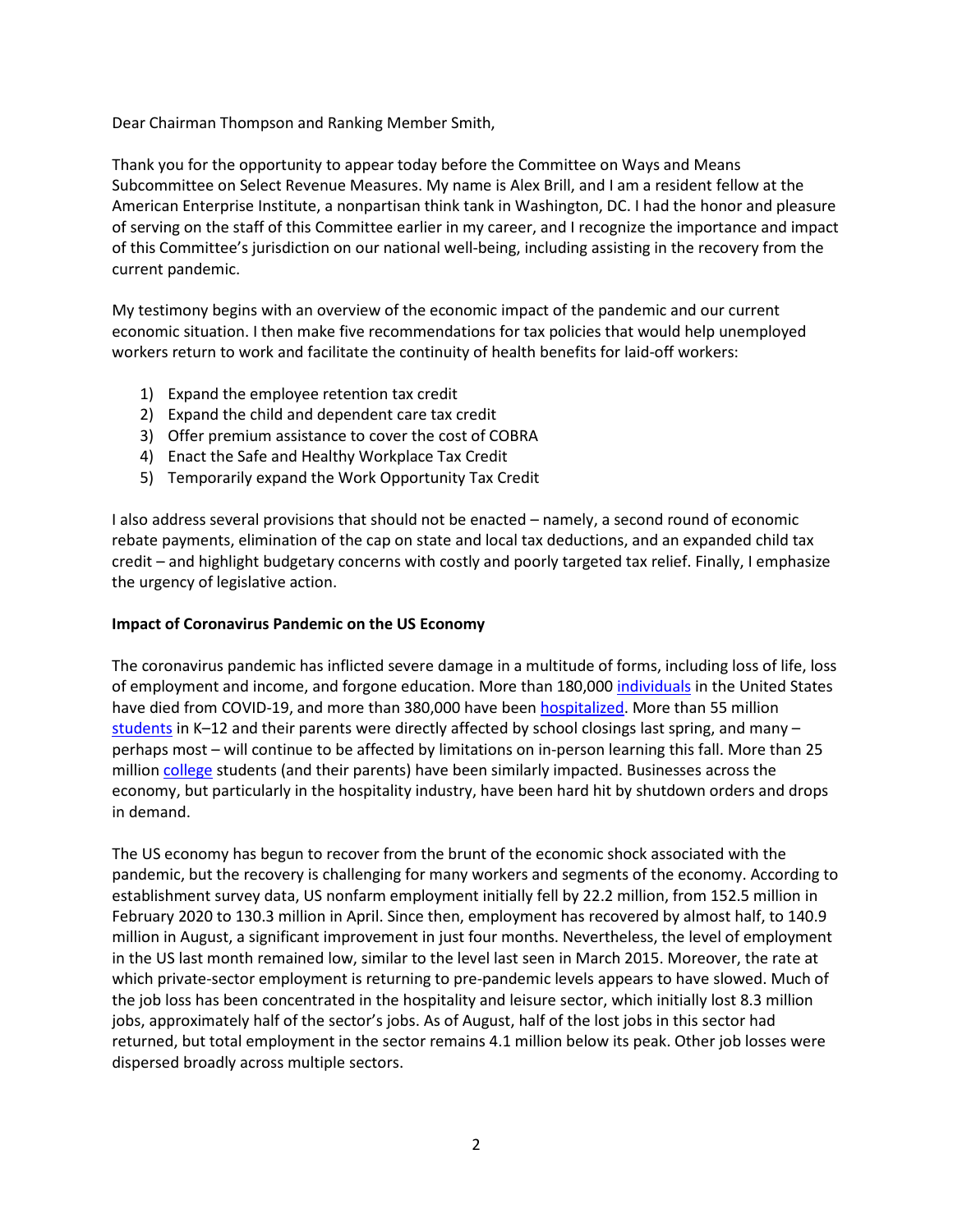Dear Chairman Thompson and Ranking Member Smith,

Thank you for the opportunity to appear today before the Committee on Ways and Means Subcommittee on Select Revenue Measures. My name is Alex Brill, and I am a resident fellow at the American Enterprise Institute, a nonpartisan think tank in Washington, DC. I had the honor and pleasure of serving on the staff of this Committee earlier in my career, and I recognize the importance and impact of this Committee's jurisdiction on our national well-being, including assisting in the recovery from the current pandemic.

My testimony begins with an overview of the economic impact of the pandemic and our current economic situation. I then make five recommendations for tax policies that would help unemployed workers return to work and facilitate the continuity of health benefits for laid-off workers:

1) Expand the employee retention tax credit
2) Expand the child and dependent care tax credit
3) Offer premium assistance to cover the cost of COBRA
4) Enact the Safe and Healthy Workplace Tax Credit
5) Temporarily expand the Work Opportunity Tax Credit

I also address several provisions that should not be enacted – namely, a second round of economic rebate payments, elimination of the cap on state and local tax deductions, and an expanded child tax credit – and highlight budgetary concerns with costly and poorly targeted tax relief. Finally, I emphasize the urgency of legislative action.

**Impact of Coronavirus Pandemic on the US Economy**

The coronavirus pandemic has inflicted severe damage in a multitude of forms, including loss of life, loss of employment and income, and forgone education. More than 180,000 individuals in the United States have died from COVID-19, and more than 380,000 have been hospitalized. More than 55 million students in K–12 and their parents were directly affected by school closings last spring, and many – perhaps most – will continue to be affected by limitations on in-person learning this fall. More than 25 million college students (and their parents) have been similarly impacted. Businesses across the economy, but particularly in the hospitality industry, have been hard hit by shutdown orders and drops in demand.

The US economy has begun to recover from the brunt of the economic shock associated with the pandemic, but the recovery is challenging for many workers and segments of the economy. According to establishment survey data, US nonfarm employment initially fell by 22.2 million, from 152.5 million in February 2020 to 130.3 million in April. Since then, employment has recovered by almost half, to 140.9 million in August, a significant improvement in just four months. Nevertheless, the level of employment in the US last month remained low, similar to the level last seen in March 2015. Moreover, the rate at which private-sector employment is returning to pre-pandemic levels appears to have slowed. Much of the job loss has been concentrated in the hospitality and leisure sector, which initially lost 8.3 million jobs, approximately half of the sector's jobs. As of August, half of the lost jobs in this sector had returned, but total employment in the sector remains 4.1 million below its peak. Other job losses were dispersed broadly across multiple sectors.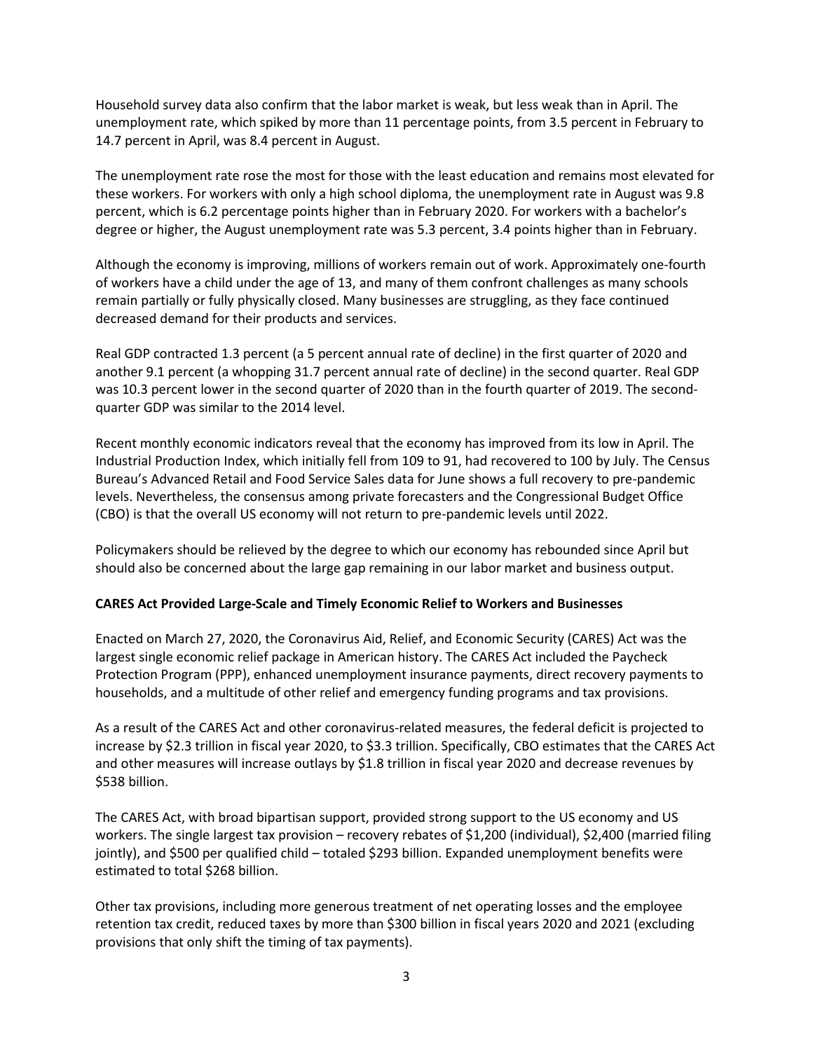Household survey data also confirm that the labor market is weak, but less weak than in April. The unemployment rate, which spiked by more than 11 percentage points, from 3.5 percent in February to 14.7 percent in April, was 8.4 percent in August.

The unemployment rate rose the most for those with the least education and remains most elevated for these workers. For workers with only a high school diploma, the unemployment rate in August was 9.8 percent, which is 6.2 percentage points higher than in February 2020. For workers with a bachelor's degree or higher, the August unemployment rate was 5.3 percent, 3.4 points higher than in February.

Although the economy is improving, millions of workers remain out of work. Approximately one-fourth of workers have a child under the age of 13, and many of them confront challenges as many schools remain partially or fully physically closed. Many businesses are struggling, as they face continued decreased demand for their products and services.

Real GDP contracted 1.3 percent (a 5 percent annual rate of decline) in the first quarter of 2020 and another 9.1 percent (a whopping 31.7 percent annual rate of decline) in the second quarter. Real GDP was 10.3 percent lower in the second quarter of 2020 than in the fourth quarter of 2019. The second-quarter GDP was similar to the 2014 level.

Recent monthly economic indicators reveal that the economy has improved from its low in April. The Industrial Production Index, which initially fell from 109 to 91, had recovered to 100 by July. The Census Bureau's Advanced Retail and Food Service Sales data for June shows a full recovery to pre-pandemic levels. Nevertheless, the consensus among private forecasters and the Congressional Budget Office (CBO) is that the overall US economy will not return to pre-pandemic levels until 2022.

Policymakers should be relieved by the degree to which our economy has rebounded since April but should also be concerned about the large gap remaining in our labor market and business output.

**CARES Act Provided Large-Scale and Timely Economic Relief to Workers and Businesses**

Enacted on March 27, 2020, the Coronavirus Aid, Relief, and Economic Security (CARES) Act was the largest single economic relief package in American history. The CARES Act included the Paycheck Protection Program (PPP), enhanced unemployment insurance payments, direct recovery payments to households, and a multitude of other relief and emergency funding programs and tax provisions.

As a result of the CARES Act and other coronavirus-related measures, the federal deficit is projected to increase by $2.3 trillion in fiscal year 2020, to $3.3 trillion. Specifically, CBO estimates that the CARES Act and other measures will increase outlays by $1.8 trillion in fiscal year 2020 and decrease revenues by $538 billion.

The CARES Act, with broad bipartisan support, provided strong support to the US economy and US workers. The single largest tax provision – recovery rebates of $1,200 (individual), $2,400 (married filing jointly), and $500 per qualified child – totaled $293 billion. Expanded unemployment benefits were estimated to total $268 billion.

Other tax provisions, including more generous treatment of net operating losses and the employee retention tax credit, reduced taxes by more than $300 billion in fiscal years 2020 and 2021 (excluding provisions that only shift the timing of tax payments).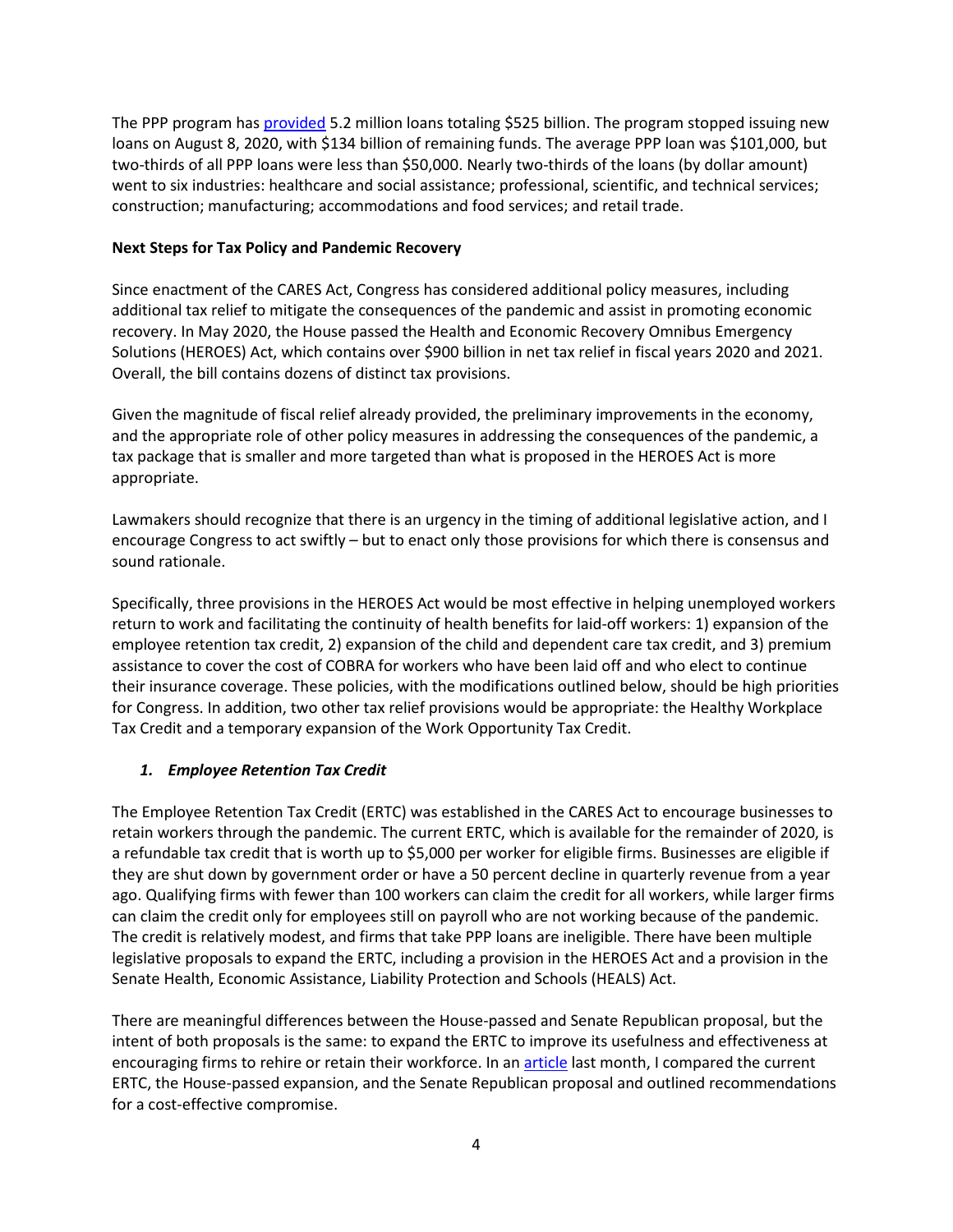The PPP program has provided 5.2 million loans totaling $525 billion. The program stopped issuing new loans on August 8, 2020, with $134 billion of remaining funds. The average PPP loan was $101,000, but two-thirds of all PPP loans were less than $50,000. Nearly two-thirds of the loans (by dollar amount) went to six industries: healthcare and social assistance; professional, scientific, and technical services; construction; manufacturing; accommodations and food services; and retail trade.

**Next Steps for Tax Policy and Pandemic Recovery**

Since enactment of the CARES Act, Congress has considered additional policy measures, including additional tax relief to mitigate the consequences of the pandemic and assist in promoting economic recovery. In May 2020, the House passed the Health and Economic Recovery Omnibus Emergency Solutions (HEROES) Act, which contains over $900 billion in net tax relief in fiscal years 2020 and 2021. Overall, the bill contains dozens of distinct tax provisions.

Given the magnitude of fiscal relief already provided, the preliminary improvements in the economy, and the appropriate role of other policy measures in addressing the consequences of the pandemic, a tax package that is smaller and more targeted than what is proposed in the HEROES Act is more appropriate.

Lawmakers should recognize that there is an urgency in the timing of additional legislative action, and I encourage Congress to act swiftly – but to enact only those provisions for which there is consensus and sound rationale.

Specifically, three provisions in the HEROES Act would be most effective in helping unemployed workers return to work and facilitating the continuity of health benefits for laid-off workers: 1) expansion of the employee retention tax credit, 2) expansion of the child and dependent care tax credit, and 3) premium assistance to cover the cost of COBRA for workers who have been laid off and who elect to continue their insurance coverage. These policies, with the modifications outlined below, should be high priorities for Congress. In addition, two other tax relief provisions would be appropriate: the Healthy Workplace Tax Credit and a temporary expansion of the Work Opportunity Tax Credit.

### *1. Employee Retention Tax Credit*

The Employee Retention Tax Credit (ERTC) was established in the CARES Act to encourage businesses to retain workers through the pandemic. The current ERTC, which is available for the remainder of 2020, is a refundable tax credit that is worth up to $5,000 per worker for eligible firms. Businesses are eligible if they are shut down by government order or have a 50 percent decline in quarterly revenue from a year ago. Qualifying firms with fewer than 100 workers can claim the credit for all workers, while larger firms can claim the credit only for employees still on payroll who are not working because of the pandemic. The credit is relatively modest, and firms that take PPP loans are ineligible. There have been multiple legislative proposals to expand the ERTC, including a provision in the HEROES Act and a provision in the Senate Health, Economic Assistance, Liability Protection and Schools (HEALS) Act.

There are meaningful differences between the House-passed and Senate Republican proposal, but the intent of both proposals is the same: to expand the ERTC to improve its usefulness and effectiveness at encouraging firms to rehire or retain their workforce. In an article last month, I compared the current ERTC, the House-passed expansion, and the Senate Republican proposal and outlined recommendations for a cost-effective compromise.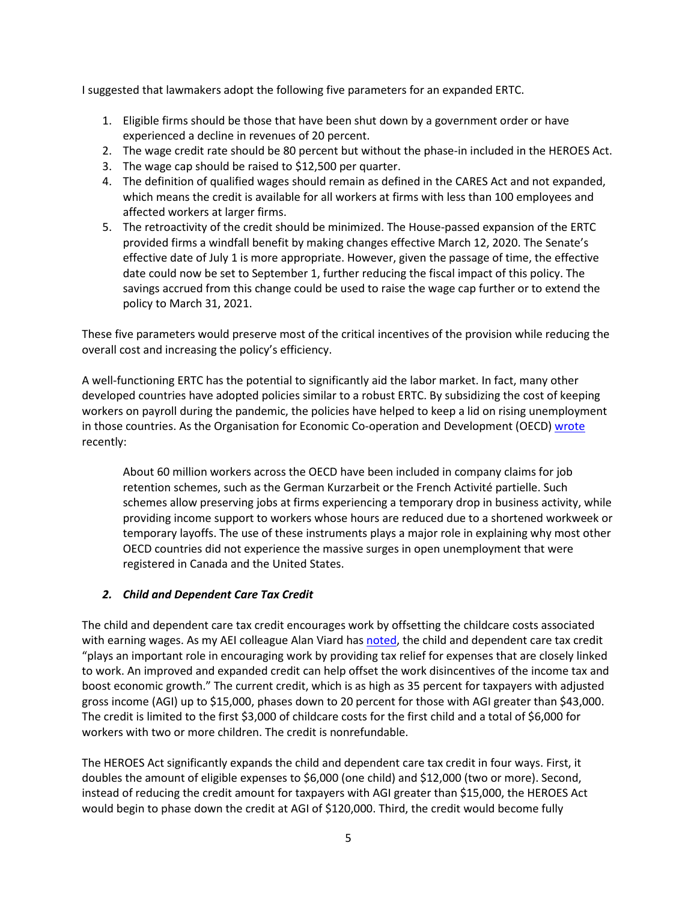I suggested that lawmakers adopt the following five parameters for an expanded ERTC.

1. Eligible firms should be those that have been shut down by a government order or have experienced a decline in revenues of 20 percent.
2. The wage credit rate should be 80 percent but without the phase-in included in the HEROES Act.
3. The wage cap should be raised to $12,500 per quarter.
4. The definition of qualified wages should remain as defined in the CARES Act and not expanded, which means the credit is available for all workers at firms with less than 100 employees and affected workers at larger firms.
5. The retroactivity of the credit should be minimized. The House-passed expansion of the ERTC provided firms a windfall benefit by making changes effective March 12, 2020. The Senate's effective date of July 1 is more appropriate. However, given the passage of time, the effective date could now be set to September 1, further reducing the fiscal impact of this policy. The savings accrued from this change could be used to raise the wage cap further or to extend the policy to March 31, 2021.

These five parameters would preserve most of the critical incentives of the provision while reducing the overall cost and increasing the policy's efficiency.

A well-functioning ERTC has the potential to significantly aid the labor market. In fact, many other developed countries have adopted policies similar to a robust ERTC. By subsidizing the cost of keeping workers on payroll during the pandemic, the policies have helped to keep a lid on rising unemployment in those countries. As the Organisation for Economic Co-operation and Development (OECD) wrote recently:

> About 60 million workers across the OECD have been included in company claims for job retention schemes, such as the German Kurzarbeit or the French Activité partielle. Such schemes allow preserving jobs at firms experiencing a temporary drop in business activity, while providing income support to workers whose hours are reduced due to a shortened workweek or temporary layoffs. The use of these instruments plays a major role in explaining why most other OECD countries did not experience the massive surges in open unemployment that were registered in Canada and the United States.

### *2. Child and Dependent Care Tax Credit*

The child and dependent care tax credit encourages work by offsetting the childcare costs associated with earning wages. As my AEI colleague Alan Viard has noted, the child and dependent care tax credit "plays an important role in encouraging work by providing tax relief for expenses that are closely linked to work. An improved and expanded credit can help offset the work disincentives of the income tax and boost economic growth." The current credit, which is as high as 35 percent for taxpayers with adjusted gross income (AGI) up to $15,000, phases down to 20 percent for those with AGI greater than $43,000. The credit is limited to the first $3,000 of childcare costs for the first child and a total of $6,000 for workers with two or more children. The credit is nonrefundable.

The HEROES Act significantly expands the child and dependent care tax credit in four ways. First, it doubles the amount of eligible expenses to $6,000 (one child) and $12,000 (two or more). Second, instead of reducing the credit amount for taxpayers with AGI greater than $15,000, the HEROES Act would begin to phase down the credit at AGI of $120,000. Third, the credit would become fully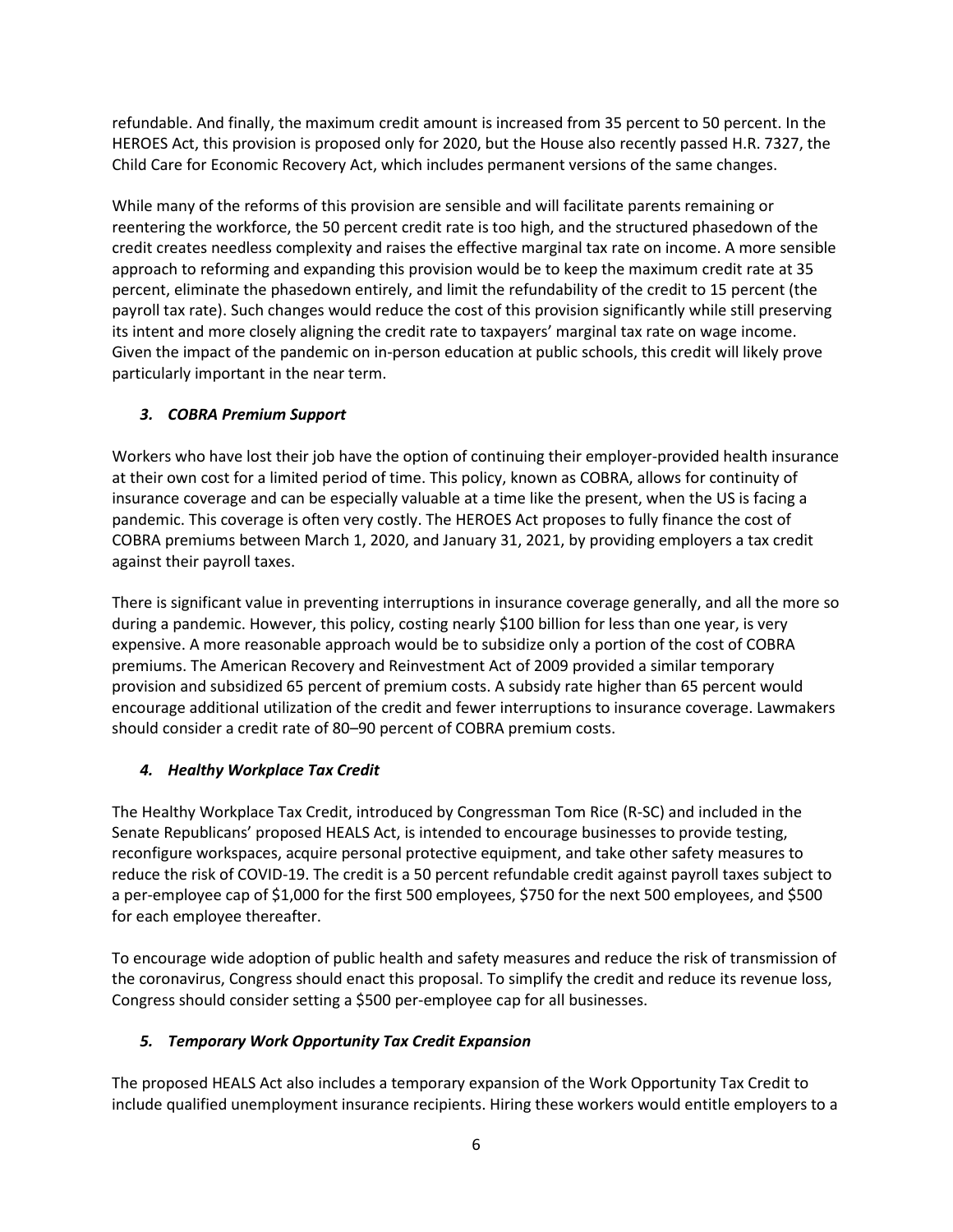refundable. And finally, the maximum credit amount is increased from 35 percent to 50 percent. In the HEROES Act, this provision is proposed only for 2020, but the House also recently passed H.R. 7327, the Child Care for Economic Recovery Act, which includes permanent versions of the same changes.

While many of the reforms of this provision are sensible and will facilitate parents remaining or reentering the workforce, the 50 percent credit rate is too high, and the structured phasedown of the credit creates needless complexity and raises the effective marginal tax rate on income. A more sensible approach to reforming and expanding this provision would be to keep the maximum credit rate at 35 percent, eliminate the phasedown entirely, and limit the refundability of the credit to 15 percent (the payroll tax rate). Such changes would reduce the cost of this provision significantly while still preserving its intent and more closely aligning the credit rate to taxpayers' marginal tax rate on wage income. Given the impact of the pandemic on in-person education at public schools, this credit will likely prove particularly important in the near term.

### *3. COBRA Premium Support*

Workers who have lost their job have the option of continuing their employer-provided health insurance at their own cost for a limited period of time. This policy, known as COBRA, allows for continuity of insurance coverage and can be especially valuable at a time like the present, when the US is facing a pandemic. This coverage is often very costly. The HEROES Act proposes to fully finance the cost of COBRA premiums between March 1, 2020, and January 31, 2021, by providing employers a tax credit against their payroll taxes.

There is significant value in preventing interruptions in insurance coverage generally, and all the more so during a pandemic. However, this policy, costing nearly $100 billion for less than one year, is very expensive. A more reasonable approach would be to subsidize only a portion of the cost of COBRA premiums. The American Recovery and Reinvestment Act of 2009 provided a similar temporary provision and subsidized 65 percent of premium costs. A subsidy rate higher than 65 percent would encourage additional utilization of the credit and fewer interruptions to insurance coverage. Lawmakers should consider a credit rate of 80–90 percent of COBRA premium costs.

### *4. Healthy Workplace Tax Credit*

The Healthy Workplace Tax Credit, introduced by Congressman Tom Rice (R-SC) and included in the Senate Republicans' proposed HEALS Act, is intended to encourage businesses to provide testing, reconfigure workspaces, acquire personal protective equipment, and take other safety measures to reduce the risk of COVID-19. The credit is a 50 percent refundable credit against payroll taxes subject to a per-employee cap of $1,000 for the first 500 employees, $750 for the next 500 employees, and $500 for each employee thereafter.

To encourage wide adoption of public health and safety measures and reduce the risk of transmission of the coronavirus, Congress should enact this proposal. To simplify the credit and reduce its revenue loss, Congress should consider setting a $500 per-employee cap for all businesses.

### *5. Temporary Work Opportunity Tax Credit Expansion*

The proposed HEALS Act also includes a temporary expansion of the Work Opportunity Tax Credit to include qualified unemployment insurance recipients. Hiring these workers would entitle employers to a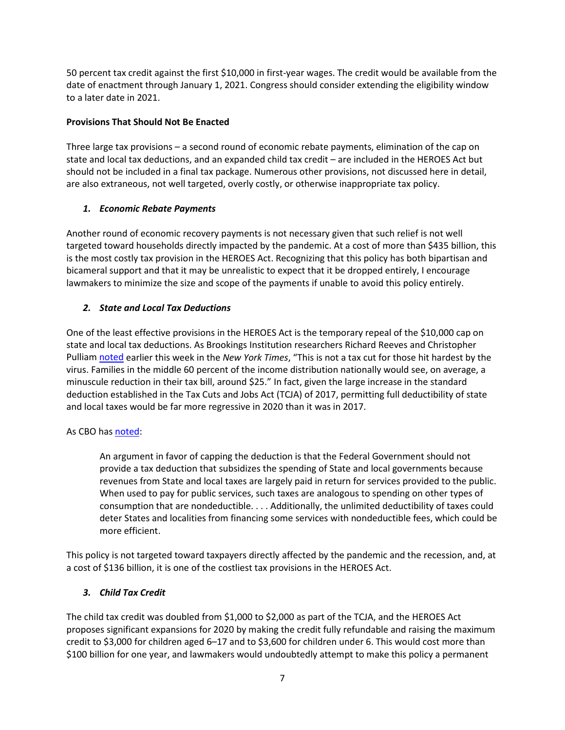50 percent tax credit against the first $10,000 in first-year wages. The credit would be available from the date of enactment through January 1, 2021. Congress should consider extending the eligibility window to a later date in 2021.

**Provisions That Should Not Be Enacted**

Three large tax provisions – a second round of economic rebate payments, elimination of the cap on state and local tax deductions, and an expanded child tax credit – are included in the HEROES Act but should not be included in a final tax package. Numerous other provisions, not discussed here in detail, are also extraneous, not well targeted, overly costly, or otherwise inappropriate tax policy.

***1. Economic Rebate Payments***

Another round of economic recovery payments is not necessary given that such relief is not well targeted toward households directly impacted by the pandemic. At a cost of more than $435 billion, this is the most costly tax provision in the HEROES Act. Recognizing that this policy has both bipartisan and bicameral support and that it may be unrealistic to expect that it be dropped entirely, I encourage lawmakers to minimize the size and scope of the payments if unable to avoid this policy entirely.

***2. State and Local Tax Deductions***

One of the least effective provisions in the HEROES Act is the temporary repeal of the $10,000 cap on state and local tax deductions. As Brookings Institution researchers Richard Reeves and Christopher Pulliam noted earlier this week in the *New York Times*, "This is not a tax cut for those hit hardest by the virus. Families in the middle 60 percent of the income distribution nationally would see, on average, a minuscule reduction in their tax bill, around $25." In fact, given the large increase in the standard deduction established in the Tax Cuts and Jobs Act (TCJA) of 2017, permitting full deductibility of state and local taxes would be far more regressive in 2020 than it was in 2017.

As CBO has noted:

> An argument in favor of capping the deduction is that the Federal Government should not provide a tax deduction that subsidizes the spending of State and local governments because revenues from State and local taxes are largely paid in return for services provided to the public. When used to pay for public services, such taxes are analogous to spending on other types of consumption that are nondeductible. . . . Additionally, the unlimited deductibility of taxes could deter States and localities from financing some services with nondeductible fees, which could be more efficient.

This policy is not targeted toward taxpayers directly affected by the pandemic and the recession, and, at a cost of $136 billion, it is one of the costliest tax provisions in the HEROES Act.

***3. Child Tax Credit***

The child tax credit was doubled from $1,000 to $2,000 as part of the TCJA, and the HEROES Act proposes significant expansions for 2020 by making the credit fully refundable and raising the maximum credit to $3,000 for children aged 6–17 and to $3,600 for children under 6. This would cost more than $100 billion for one year, and lawmakers would undoubtedly attempt to make this policy a permanent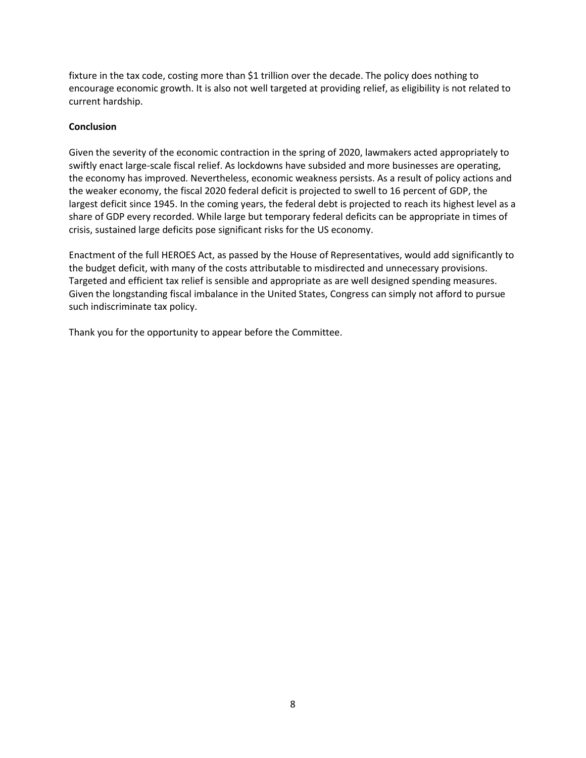fixture in the tax code, costing more than $1 trillion over the decade. The policy does nothing to encourage economic growth. It is also not well targeted at providing relief, as eligibility is not related to current hardship.

**Conclusion**

Given the severity of the economic contraction in the spring of 2020, lawmakers acted appropriately to swiftly enact large-scale fiscal relief. As lockdowns have subsided and more businesses are operating, the economy has improved. Nevertheless, economic weakness persists. As a result of policy actions and the weaker economy, the fiscal 2020 federal deficit is projected to swell to 16 percent of GDP, the largest deficit since 1945. In the coming years, the federal debt is projected to reach its highest level as a share of GDP every recorded. While large but temporary federal deficits can be appropriate in times of crisis, sustained large deficits pose significant risks for the US economy.

Enactment of the full HEROES Act, as passed by the House of Representatives, would add significantly to the budget deficit, with many of the costs attributable to misdirected and unnecessary provisions. Targeted and efficient tax relief is sensible and appropriate as are well designed spending measures. Given the longstanding fiscal imbalance in the United States, Congress can simply not afford to pursue such indiscriminate tax policy.

Thank you for the opportunity to appear before the Committee.